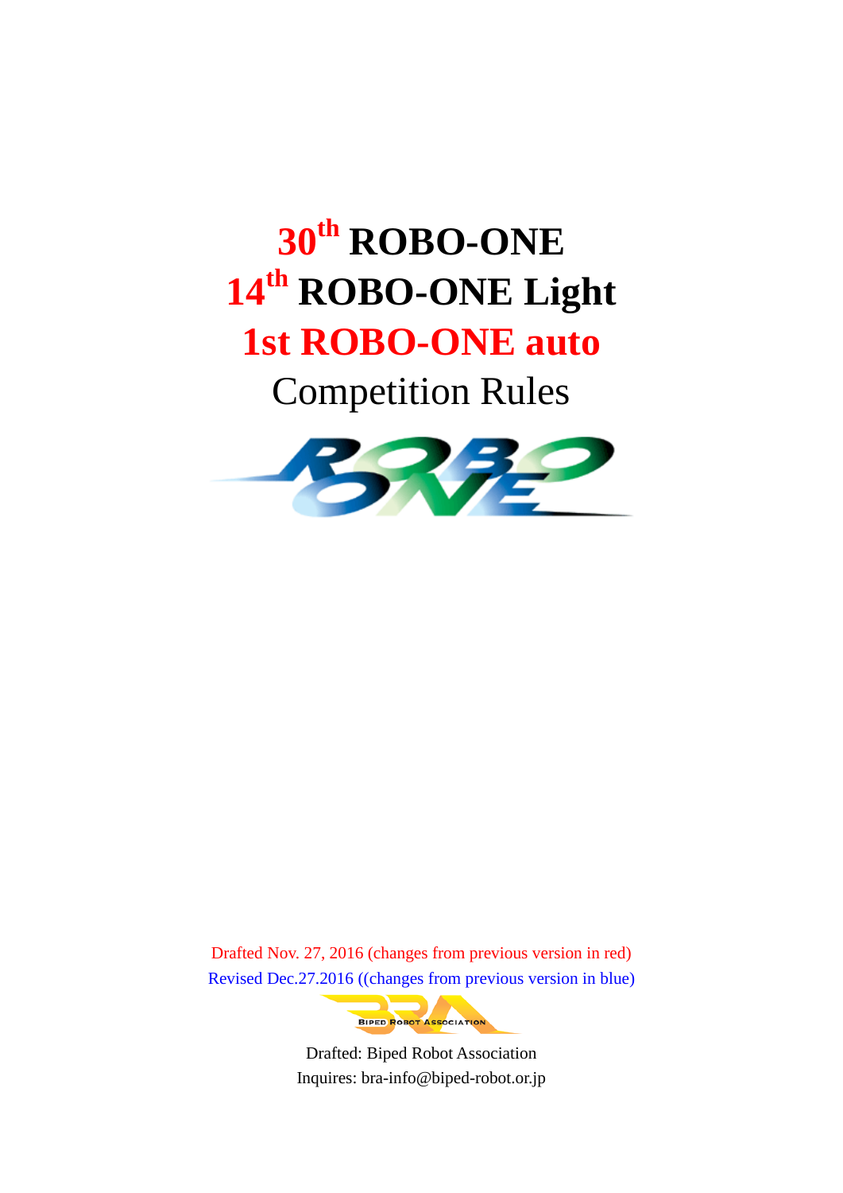# 30th ROBO-ONE
# 14th ROBO-ONE Light
# 1st ROBO-ONE auto
## Competition Rules

Drafted Nov. 27, 2016 (changes from previous version in red)

Revised Dec.27.2016 ((changes from previous version in blue)

Drafted: Biped Robot Association

Inquires: bra-info@biped-robot.or.jp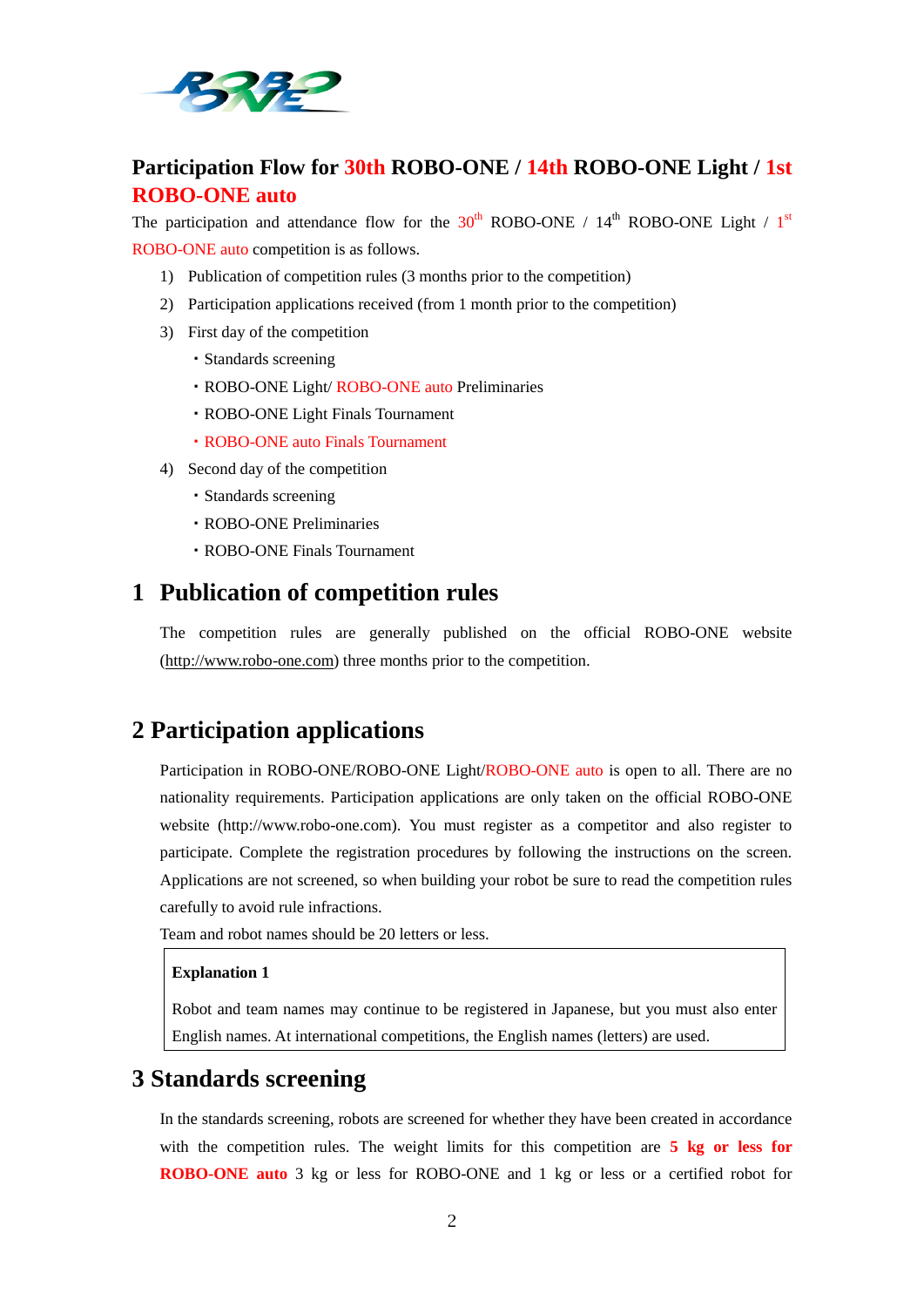## Participation Flow for 30th ROBO-ONE / 14th ROBO-ONE Light / 1st ROBO-ONE auto

The participation and attendance flow for the 30th ROBO-ONE / 14th ROBO-ONE Light / 1st ROBO-ONE auto competition is as follows.

1) Publication of competition rules (3 months prior to the competition)
2) Participation applications received (from 1 month prior to the competition)
3) First day of the competition
   - Standards screening
   - ROBO-ONE Light/ ROBO-ONE auto Preliminaries
   - ROBO-ONE Light Finals Tournament
   - ROBO-ONE auto Finals Tournament
4) Second day of the competition
   - Standards screening
   - ROBO-ONE Preliminaries
   - ROBO-ONE Finals Tournament

# 1 Publication of competition rules

The competition rules are generally published on the official ROBO-ONE website (http://www.robo-one.com) three months prior to the competition.

# 2 Participation applications

Participation in ROBO-ONE/ROBO-ONE Light/ROBO-ONE auto is open to all. There are no nationality requirements. Participation applications are only taken on the official ROBO-ONE website (http://www.robo-one.com). You must register as a competitor and also register to participate. Complete the registration procedures by following the instructions on the screen. Applications are not screened, so when building your robot be sure to read the competition rules carefully to avoid rule infractions.

Team and robot names should be 20 letters or less.

> **Explanation 1**
>
> Robot and team names may continue to be registered in Japanese, but you must also enter English names. At international competitions, the English names (letters) are used.

# 3 Standards screening

In the standards screening, robots are screened for whether they have been created in accordance with the competition rules. The weight limits for this competition are **5 kg or less for ROBO-ONE auto** 3 kg or less for ROBO-ONE and 1 kg or less or a certified robot for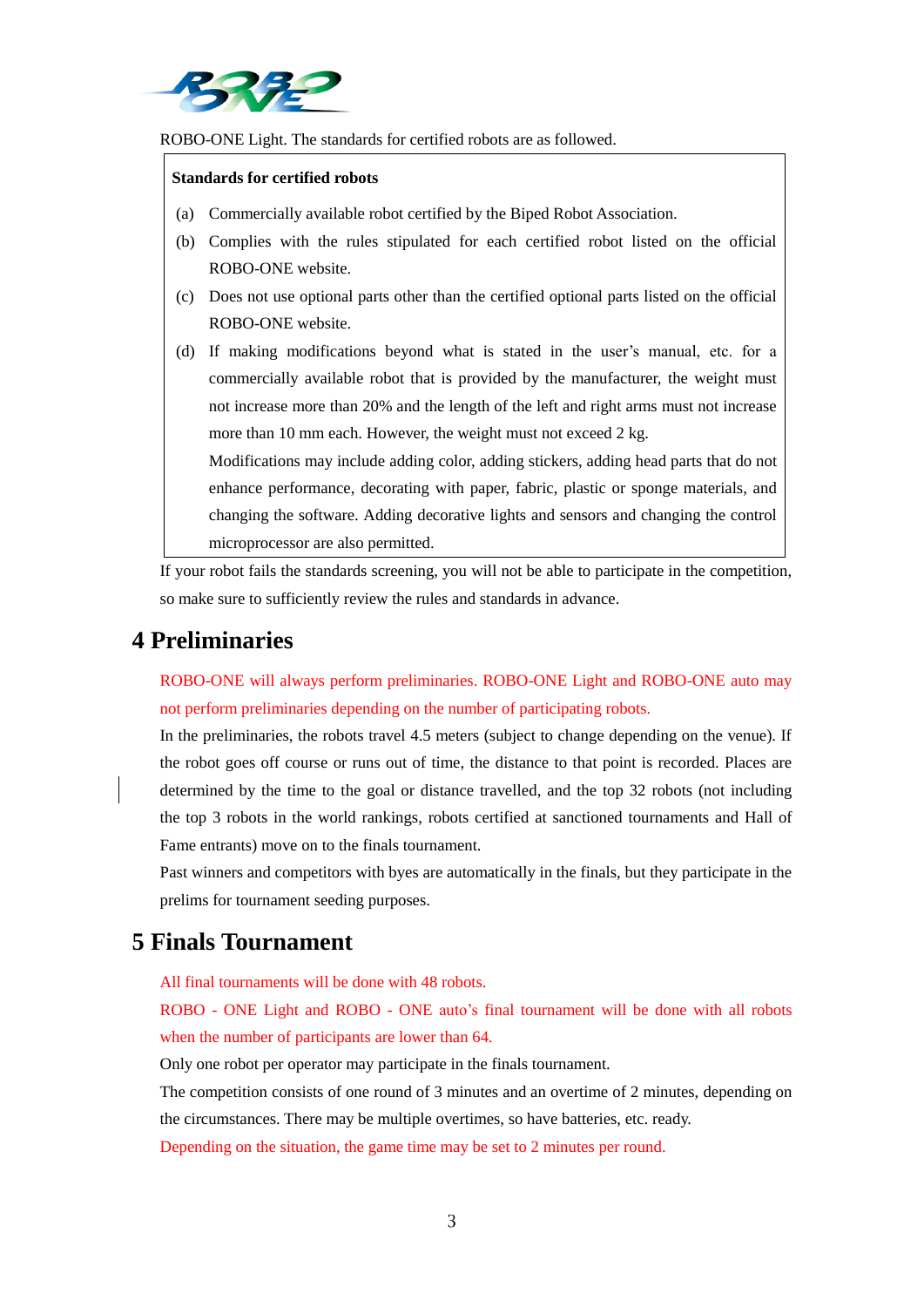ROBO-ONE Light. The standards for certified robots are as followed.

> **Standards for certified robots**
>
> (a) Commercially available robot certified by the Biped Robot Association.
>
> (b) Complies with the rules stipulated for each certified robot listed on the official ROBO-ONE website.
>
> (c) Does not use optional parts other than the certified optional parts listed on the official ROBO-ONE website.
>
> (d) If making modifications beyond what is stated in the user's manual, etc. for a commercially available robot that is provided by the manufacturer, the weight must not increase more than 20% and the length of the left and right arms must not increase more than 10 mm each. However, the weight must not exceed 2 kg.
> Modifications may include adding color, adding stickers, adding head parts that do not enhance performance, decorating with paper, fabric, plastic or sponge materials, and changing the software. Adding decorative lights and sensors and changing the control microprocessor are also permitted.

If your robot fails the standards screening, you will not be able to participate in the competition, so make sure to sufficiently review the rules and standards in advance.

## 4 Preliminaries

ROBO-ONE will always perform preliminaries. ROBO-ONE Light and ROBO-ONE auto may not perform preliminaries depending on the number of participating robots.

In the preliminaries, the robots travel 4.5 meters (subject to change depending on the venue). If the robot goes off course or runs out of time, the distance to that point is recorded. Places are determined by the time to the goal or distance travelled, and the top 32 robots (not including the top 3 robots in the world rankings, robots certified at sanctioned tournaments and Hall of Fame entrants) move on to the finals tournament.

Past winners and competitors with byes are automatically in the finals, but they participate in the prelims for tournament seeding purposes.

## 5 Finals Tournament

All final tournaments will be done with 48 robots.

ROBO - ONE Light and ROBO - ONE auto's final tournament will be done with all robots when the number of participants are lower than 64.

Only one robot per operator may participate in the finals tournament.

The competition consists of one round of 3 minutes and an overtime of 2 minutes, depending on the circumstances. There may be multiple overtimes, so have batteries, etc. ready.

Depending on the situation, the game time may be set to 2 minutes per round.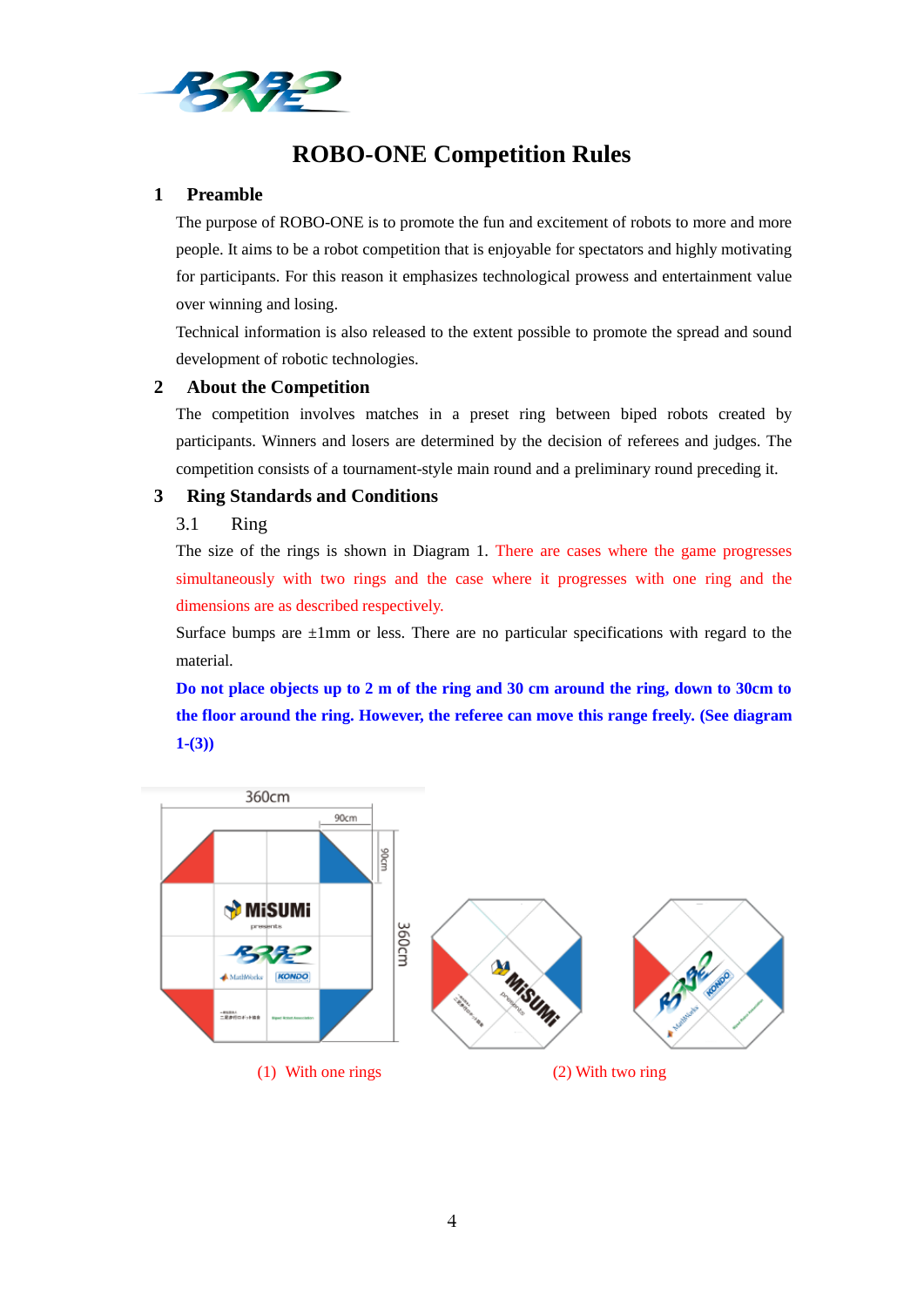# ROBO-ONE Competition Rules

## 1 Preamble

The purpose of ROBO-ONE is to promote the fun and excitement of robots to more and more people. It aims to be a robot competition that is enjoyable for spectators and highly motivating for participants. For this reason it emphasizes technological prowess and entertainment value over winning and losing.

Technical information is also released to the extent possible to promote the spread and sound development of robotic technologies.

## 2 About the Competition

The competition involves matches in a preset ring between biped robots created by participants. Winners and losers are determined by the decision of referees and judges. The competition consists of a tournament-style main round and a preliminary round preceding it.

## 3 Ring Standards and Conditions

### 3.1 Ring

The size of the rings is shown in Diagram 1. There are cases where the game progresses simultaneously with two rings and the case where it progresses with one ring and the dimensions are as described respectively.

Surface bumps are ±1mm or less. There are no particular specifications with regard to the material.

**Do not place objects up to 2 m of the ring and 30 cm around the ring, down to 30cm to the floor around the ring. However, the referee can move this range freely. (See diagram 1-(3))**

360cm, 90cm, 90cm, 360cm

(1) With one rings

(2) With two ring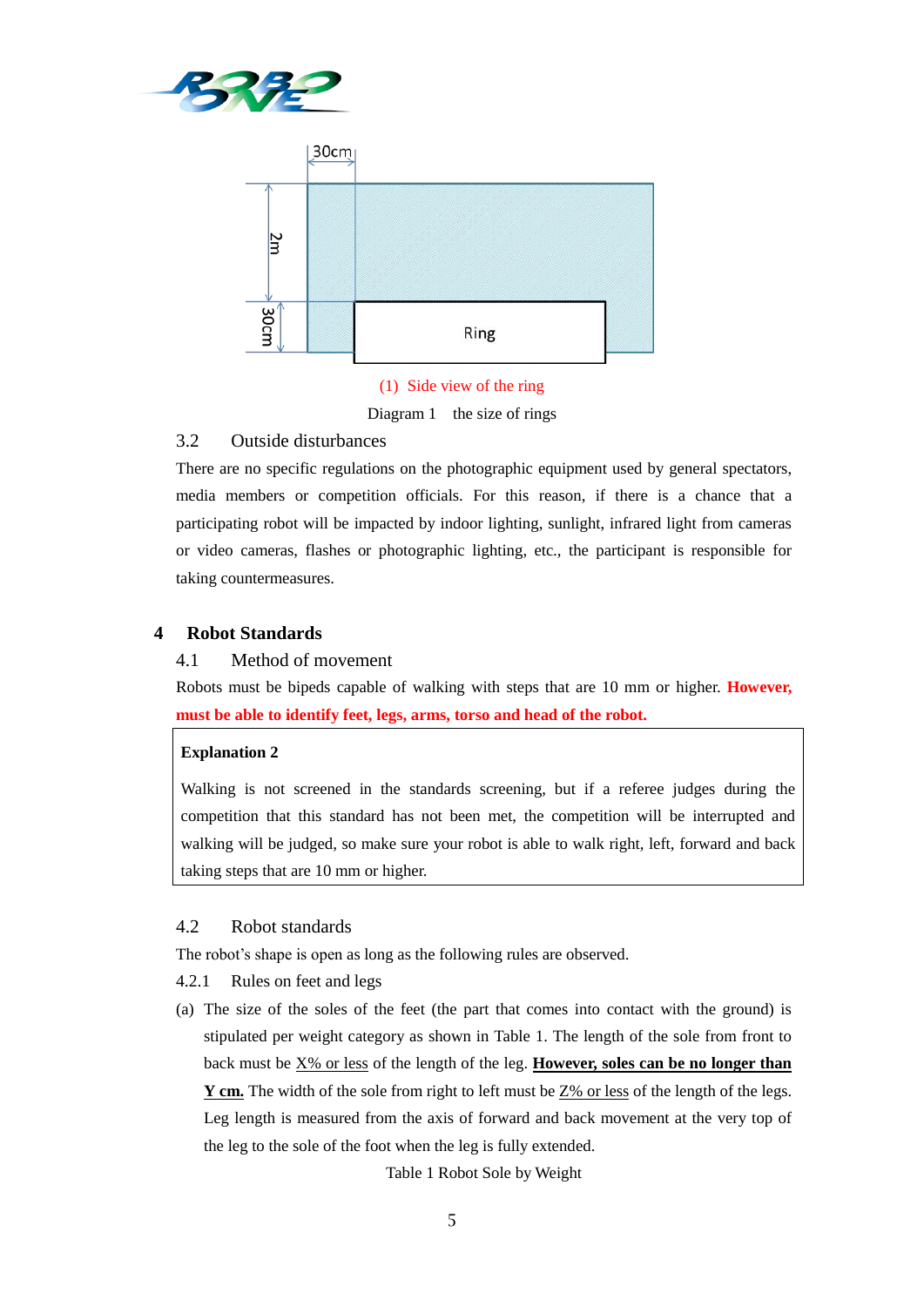30cm

2m

30cm

Ring

(1) Side view of the ring

Diagram 1 the size of rings

### 3.2 Outside disturbances

There are no specific regulations on the photographic equipment used by general spectators, media members or competition officials. For this reason, if there is a chance that a participating robot will be impacted by indoor lighting, sunlight, infrared light from cameras or video cameras, flashes or photographic lighting, etc., the participant is responsible for taking countermeasures.

## 4 Robot Standards

### 4.1 Method of movement

Robots must be bipeds capable of walking with steps that are 10 mm or higher. **However, must be able to identify feet, legs, arms, torso and head of the robot.**

> **Explanation 2**
>
> Walking is not screened in the standards screening, but if a referee judges during the competition that this standard has not been met, the competition will be interrupted and walking will be judged, so make sure your robot is able to walk right, left, forward and back taking steps that are 10 mm or higher.

### 4.2 Robot standards

The robot's shape is open as long as the following rules are observed.

#### 4.2.1 Rules on feet and legs

(a) The size of the soles of the feet (the part that comes into contact with the ground) is stipulated per weight category as shown in Table 1. The length of the sole from front to back must be <u>X% or less</u> of the length of the leg. <u>**However, soles can be no longer than Y cm.**</u> The width of the sole from right to left must be <u>Z% or less</u> of the length of the legs. Leg length is measured from the axis of forward and back movement at the very top of the leg to the sole of the foot when the leg is fully extended.

Table 1 Robot Sole by Weight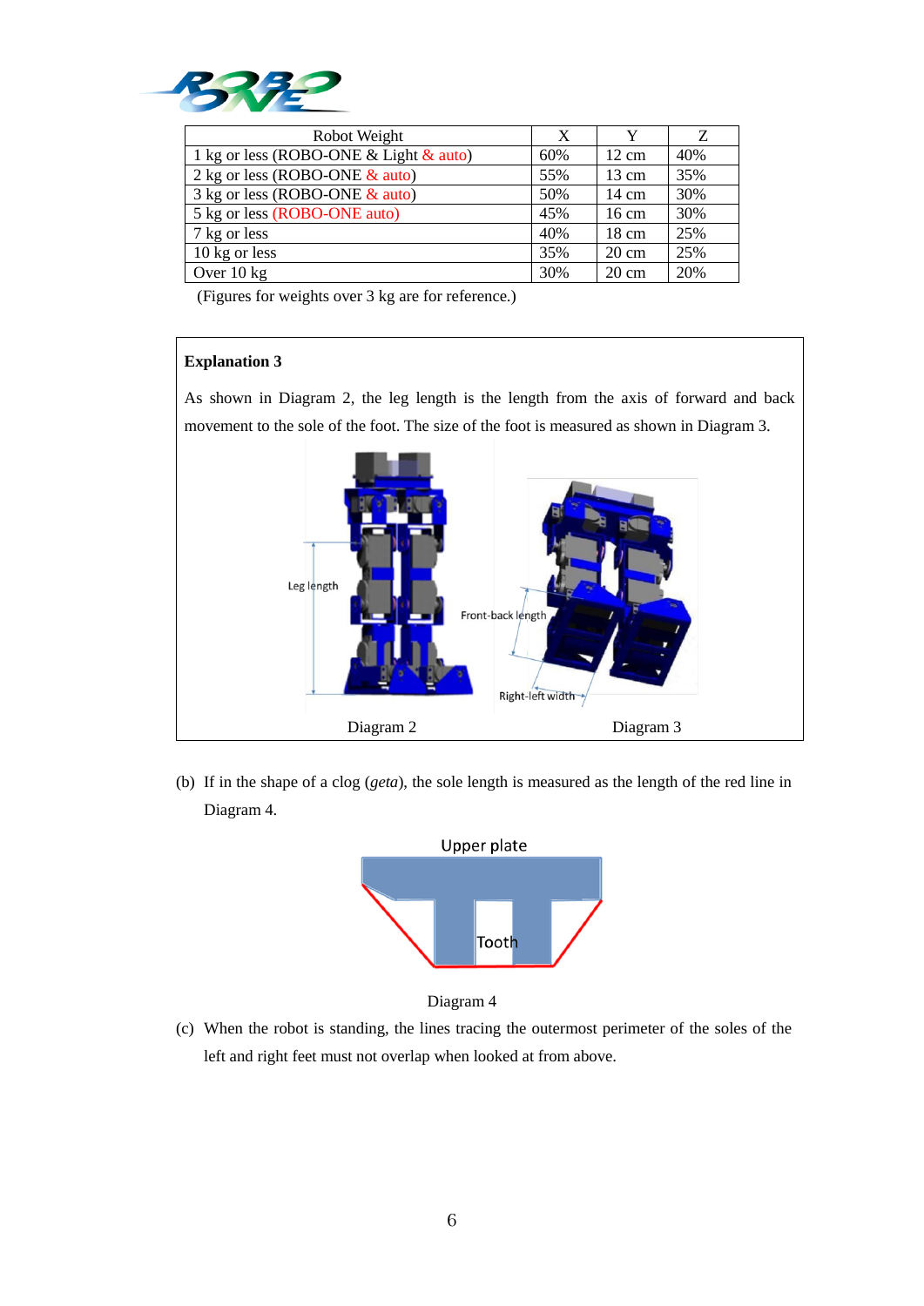| Robot Weight | X | Y | Z |
|---|---|---|---|
| 1 kg or less (ROBO-ONE & Light & auto) | 60% | 12 cm | 40% |
| 2 kg or less (ROBO-ONE & auto) | 55% | 13 cm | 35% |
| 3 kg or less (ROBO-ONE & auto) | 50% | 14 cm | 30% |
| 5 kg or less (ROBO-ONE auto) | 45% | 16 cm | 30% |
| 7 kg or less | 40% | 18 cm | 25% |
| 10 kg or less | 35% | 20 cm | 25% |
| Over 10 kg | 30% | 20 cm | 20% |

(Figures for weights over 3 kg are for reference.)

**Explanation 3**

As shown in Diagram 2, the leg length is the length from the axis of forward and back movement to the sole of the foot. The size of the foot is measured as shown in Diagram 3.

Leg length

Front-back length

Right-left width

Diagram 2 Diagram 3

(b) If in the shape of a clog (*geta*), the sole length is measured as the length of the red line in Diagram 4.

Upper plate

Tooth

Diagram 4

(c) When the robot is standing, the lines tracing the outermost perimeter of the soles of the left and right feet must not overlap when looked at from above.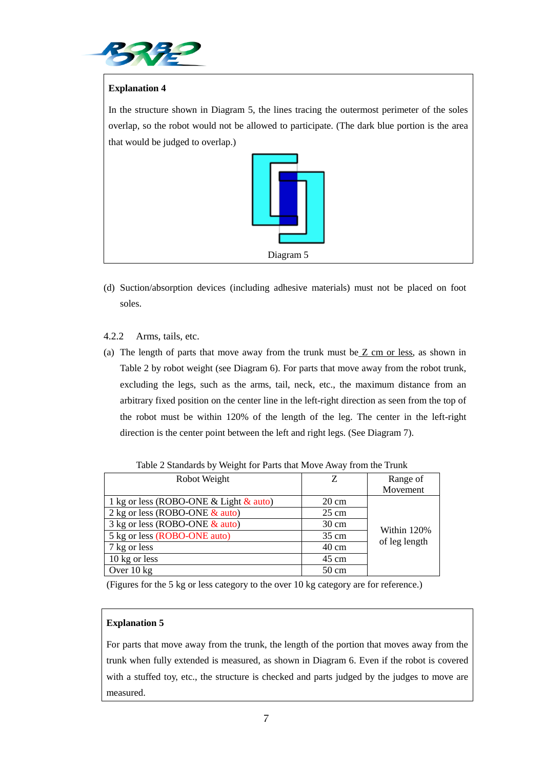**Explanation 4**

In the structure shown in Diagram 5, the lines tracing the outermost perimeter of the soles overlap, so the robot would not be allowed to participate. (The dark blue portion is the area that would be judged to overlap.)

Diagram 5

(d) Suction/absorption devices (including adhesive materials) must not be placed on foot soles.

4.2.2 Arms, tails, etc.

(a) The length of parts that move away from the trunk must be Z cm or less, as shown in Table 2 by robot weight (see Diagram 6). For parts that move away from the robot trunk, excluding the legs, such as the arms, tail, neck, etc., the maximum distance from an arbitrary fixed position on the center line in the left-right direction as seen from the top of the robot must be within 120% of the length of the leg. The center in the left-right direction is the center point between the left and right legs. (See Diagram 7).

Table 2 Standards by Weight for Parts that Move Away from the Trunk

| Robot Weight | Z | Range of Movement |
|---|---|---|
| 1 kg or less (ROBO-ONE & Light & auto) | 20 cm | Within 120% of leg length |
| 2 kg or less (ROBO-ONE & auto) | 25 cm | |
| 3 kg or less (ROBO-ONE & auto) | 30 cm | |
| 5 kg or less (ROBO-ONE auto) | 35 cm | |
| 7 kg or less | 40 cm | |
| 10 kg or less | 45 cm | |
| Over 10 kg | 50 cm | |

(Figures for the 5 kg or less category to the over 10 kg category are for reference.)

**Explanation 5**

For parts that move away from the trunk, the length of the portion that moves away from the trunk when fully extended is measured, as shown in Diagram 6. Even if the robot is covered with a stuffed toy, etc., the structure is checked and parts judged by the judges to move are measured.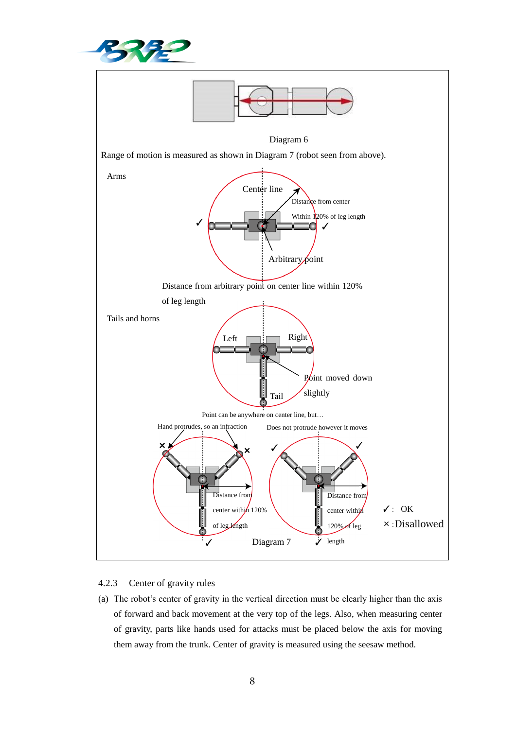Diagram 6

Range of motion is measured as shown in Diagram 7 (robot seen from above).

Arms

Center line

Distance from center

Within 120% of leg length

Arbitrary point

Distance from arbitrary point on center line within 120% of leg length

Tails and horns

Left

Right

Point moved down slightly

Tail

Point can be anywhere on center line, but…

Hand protrudes, so an infraction

Does not protrude however it moves

Distance from center within 120% of leg length

Distance from center within 120% of leg length

✓: OK

×: Disallowed

Diagram 7

4.2.3 Center of gravity rules

(a) The robot's center of gravity in the vertical direction must be clearly higher than the axis of forward and back movement at the very top of the legs. Also, when measuring center of gravity, parts like hands used for attacks must be placed below the axis for moving them away from the trunk. Center of gravity is measured using the seesaw method.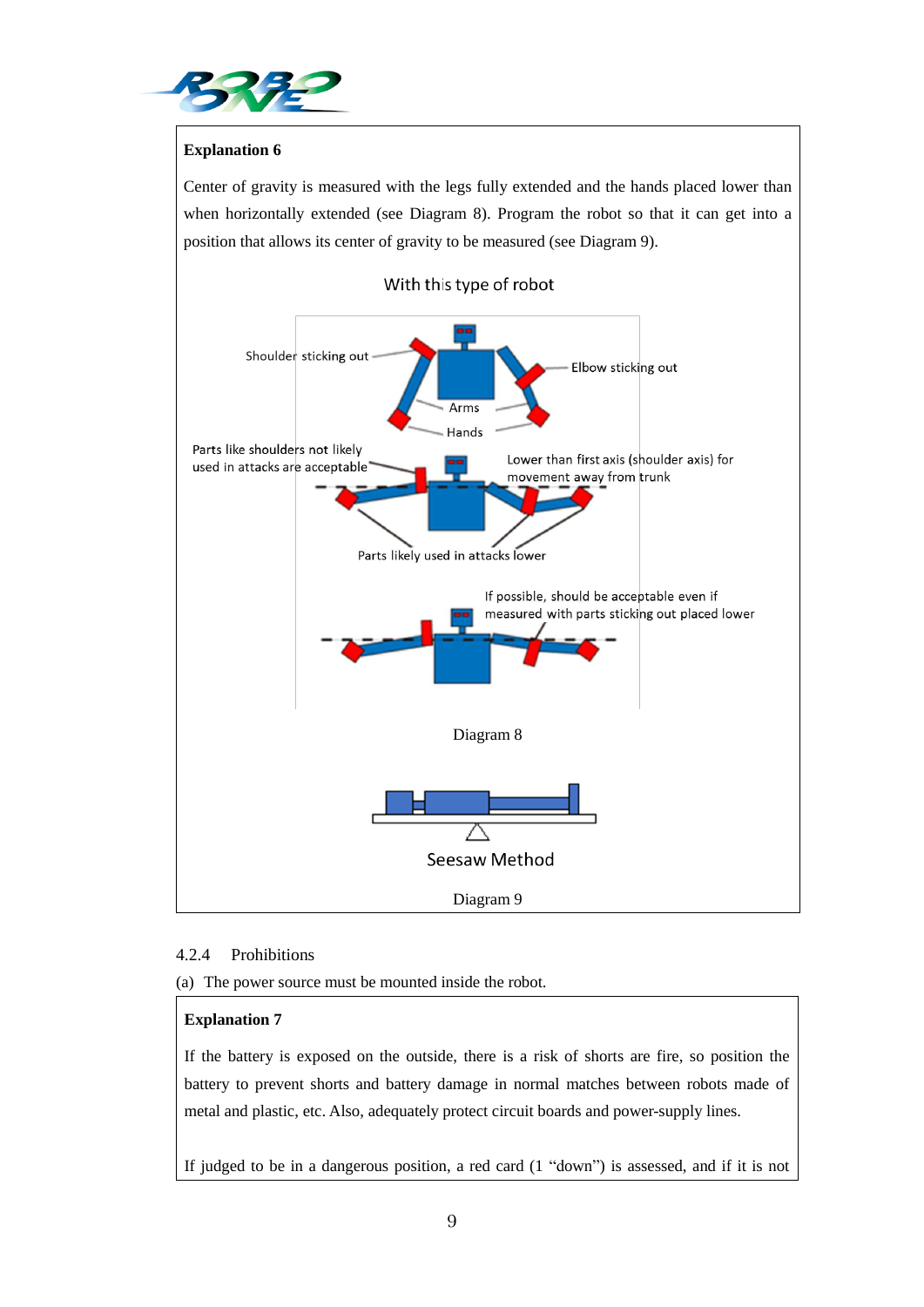**Explanation 6**

Center of gravity is measured with the legs fully extended and the hands placed lower than when horizontally extended (see Diagram 8). Program the robot so that it can get into a position that allows its center of gravity to be measured (see Diagram 9).

With this type of robot

Shoulder sticking out

Elbow sticking out

Arms

Hands

Parts like shoulders not likely used in attacks are acceptable

Lower than first axis (shoulder axis) for movement away from trunk

Parts likely used in attacks lower

If possible, should be acceptable even if measured with parts sticking out placed lower

Diagram 8

Seesaw Method

Diagram 9

4.2.4 Prohibitions

(a) The power source must be mounted inside the robot.

**Explanation 7**

If the battery is exposed on the outside, there is a risk of shorts are fire, so position the battery to prevent shorts and battery damage in normal matches between robots made of metal and plastic, etc. Also, adequately protect circuit boards and power-supply lines.

If judged to be in a dangerous position, a red card (1 "down") is assessed, and if it is not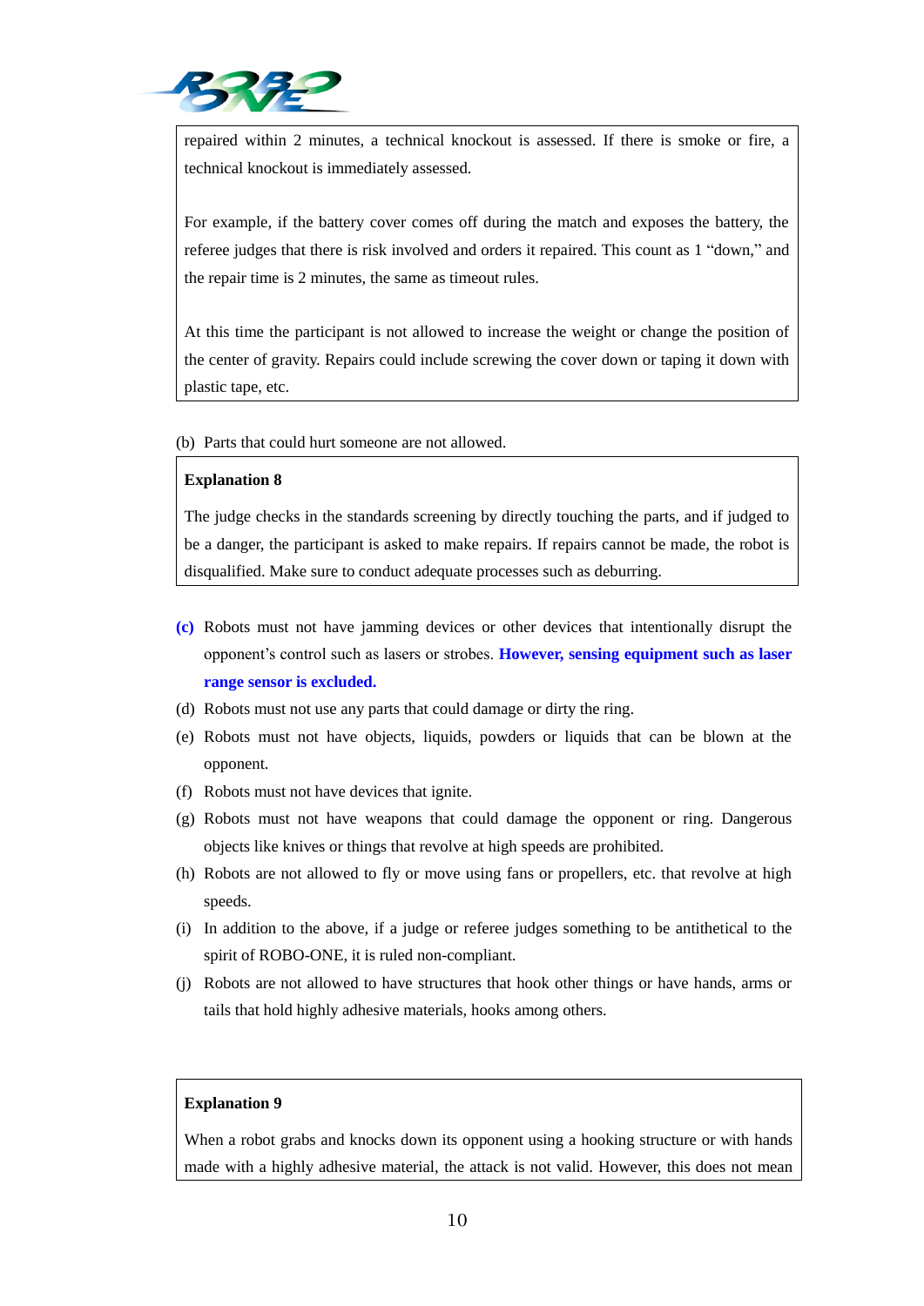repaired within 2 minutes, a technical knockout is assessed. If there is smoke or fire, a technical knockout is immediately assessed.

For example, if the battery cover comes off during the match and exposes the battery, the referee judges that there is risk involved and orders it repaired. This count as 1 "down," and the repair time is 2 minutes, the same as timeout rules.

At this time the participant is not allowed to increase the weight or change the position of the center of gravity. Repairs could include screwing the cover down or taping it down with plastic tape, etc.

(b) Parts that could hurt someone are not allowed.

**Explanation 8**

The judge checks in the standards screening by directly touching the parts, and if judged to be a danger, the participant is asked to make repairs. If repairs cannot be made, the robot is disqualified. Make sure to conduct adequate processes such as deburring.

**(c)** Robots must not have jamming devices or other devices that intentionally disrupt the opponent's control such as lasers or strobes. **However, sensing equipment such as laser range sensor is excluded.**

(d) Robots must not use any parts that could damage or dirty the ring.

(e) Robots must not have objects, liquids, powders or liquids that can be blown at the opponent.

(f) Robots must not have devices that ignite.

(g) Robots must not have weapons that could damage the opponent or ring. Dangerous objects like knives or things that revolve at high speeds are prohibited.

(h) Robots are not allowed to fly or move using fans or propellers, etc. that revolve at high speeds.

(i) In addition to the above, if a judge or referee judges something to be antithetical to the spirit of ROBO-ONE, it is ruled non-compliant.

(j) Robots are not allowed to have structures that hook other things or have hands, arms or tails that hold highly adhesive materials, hooks among others.

**Explanation 9**

When a robot grabs and knocks down its opponent using a hooking structure or with hands made with a highly adhesive material, the attack is not valid. However, this does not mean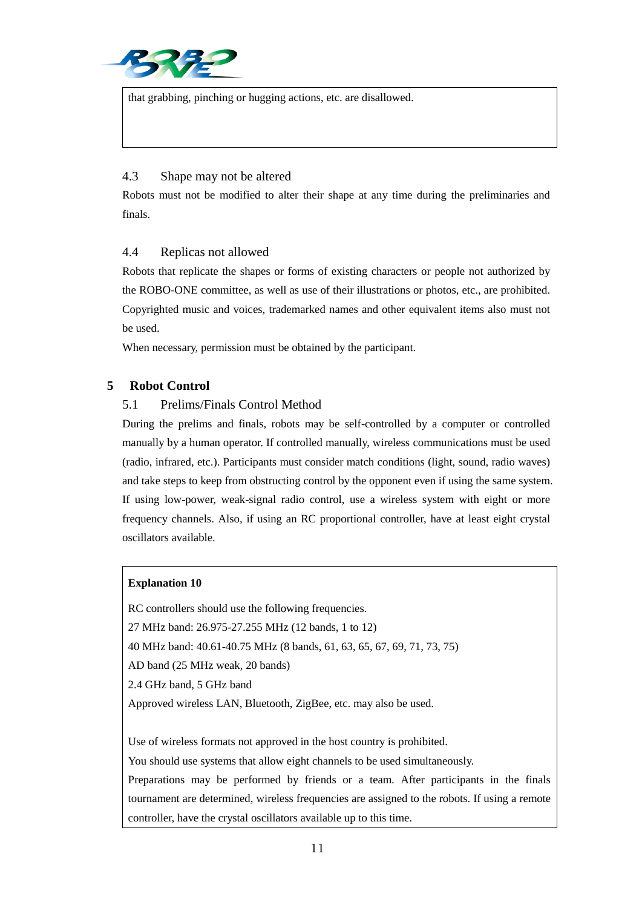that grabbing, pinching or hugging actions, etc. are disallowed.

### 4.3 Shape may not be altered

Robots must not be modified to alter their shape at any time during the preliminaries and finals.

### 4.4 Replicas not allowed

Robots that replicate the shapes or forms of existing characters or people not authorized by the ROBO-ONE committee, as well as use of their illustrations or photos, etc., are prohibited. Copyrighted music and voices, trademarked names and other equivalent items also must not be used.

When necessary, permission must be obtained by the participant.

## 5 Robot Control

### 5.1 Prelims/Finals Control Method

During the prelims and finals, robots may be self-controlled by a computer or controlled manually by a human operator. If controlled manually, wireless communications must be used (radio, infrared, etc.). Participants must consider match conditions (light, sound, radio waves) and take steps to keep from obstructing control by the opponent even if using the same system. If using low-power, weak-signal radio control, use a wireless system with eight or more frequency channels. Also, if using an RC proportional controller, have at least eight crystal oscillators available.

**Explanation 10**

RC controllers should use the following frequencies.
27 MHz band: 26.975-27.255 MHz (12 bands, 1 to 12)
40 MHz band: 40.61-40.75 MHz (8 bands, 61, 63, 65, 67, 69, 71, 73, 75)
AD band (25 MHz weak, 20 bands)
2.4 GHz band, 5 GHz band
Approved wireless LAN, Bluetooth, ZigBee, etc. may also be used.

Use of wireless formats not approved in the host country is prohibited.
You should use systems that allow eight channels to be used simultaneously.
Preparations may be performed by friends or a team. After participants in the finals tournament are determined, wireless frequencies are assigned to the robots. If using a remote controller, have the crystal oscillators available up to this time.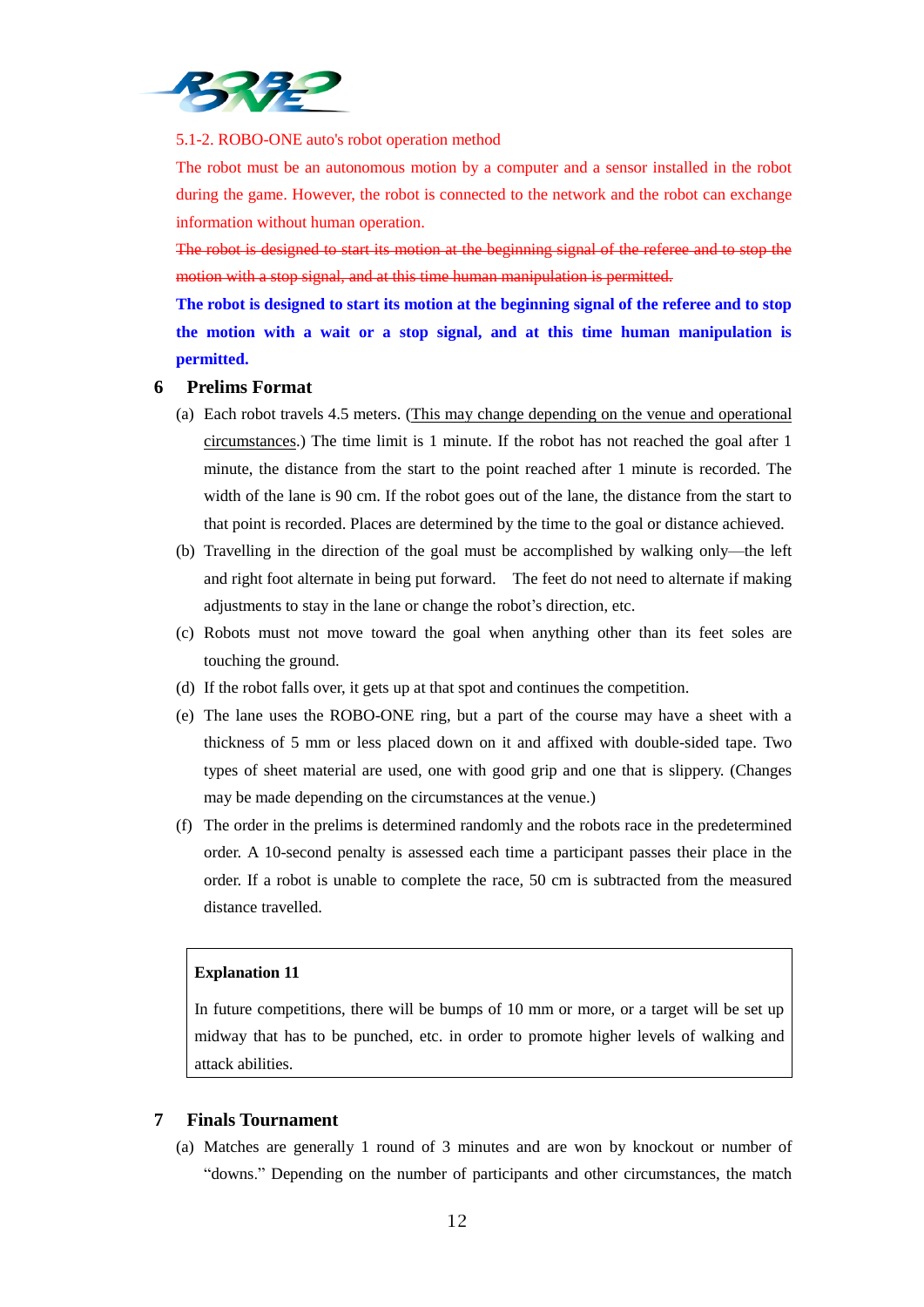5.1-2. ROBO-ONE auto's robot operation method

The robot must be an autonomous motion by a computer and a sensor installed in the robot during the game. However, the robot is connected to the network and the robot can exchange information without human operation.

~~The robot is designed to start its motion at the beginning signal of the referee and to stop the motion with a stop signal, and at this time human manipulation is permitted.~~

**The robot is designed to start its motion at the beginning signal of the referee and to stop the motion with a wait or a stop signal, and at this time human manipulation is permitted.**

## 6 Prelims Format

(a) Each robot travels 4.5 meters. (<u>This may change depending on the venue and operational circumstances</u>.) The time limit is 1 minute. If the robot has not reached the goal after 1 minute, the distance from the start to the point reached after 1 minute is recorded. The width of the lane is 90 cm. If the robot goes out of the lane, the distance from the start to that point is recorded. Places are determined by the time to the goal or distance achieved.

(b) Travelling in the direction of the goal must be accomplished by walking only—the left and right foot alternate in being put forward. The feet do not need to alternate if making adjustments to stay in the lane or change the robot's direction, etc.

(c) Robots must not move toward the goal when anything other than its feet soles are touching the ground.

(d) If the robot falls over, it gets up at that spot and continues the competition.

(e) The lane uses the ROBO-ONE ring, but a part of the course may have a sheet with a thickness of 5 mm or less placed down on it and affixed with double-sided tape. Two types of sheet material are used, one with good grip and one that is slippery. (Changes may be made depending on the circumstances at the venue.)

(f) The order in the prelims is determined randomly and the robots race in the predetermined order. A 10-second penalty is assessed each time a participant passes their place in the order. If a robot is unable to complete the race, 50 cm is subtracted from the measured distance travelled.

> **Explanation 11**
>
> In future competitions, there will be bumps of 10 mm or more, or a target will be set up midway that has to be punched, etc. in order to promote higher levels of walking and attack abilities.

## 7 Finals Tournament

(a) Matches are generally 1 round of 3 minutes and are won by knockout or number of "downs." Depending on the number of participants and other circumstances, the match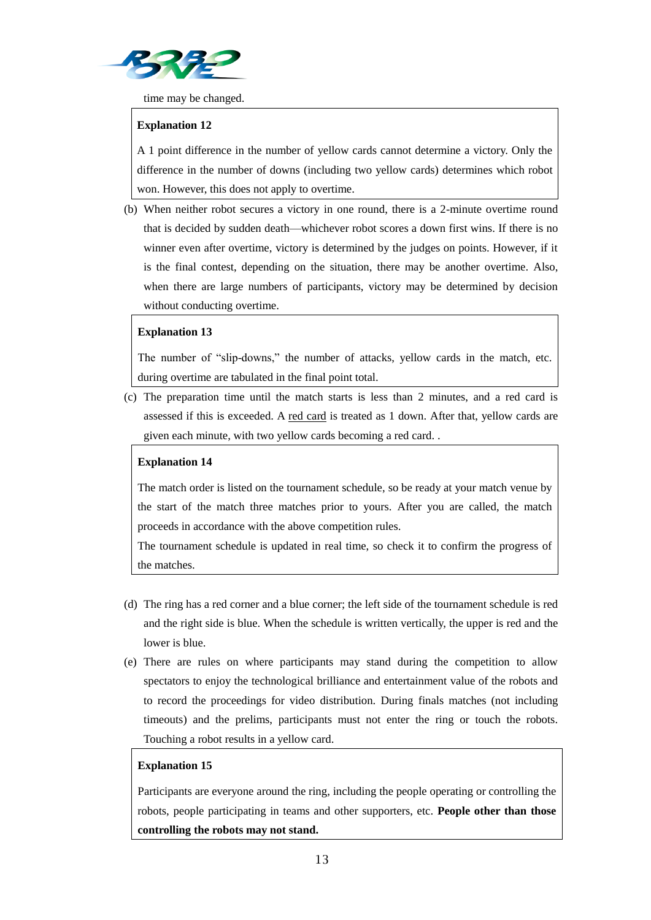time may be changed.

> **Explanation 12**
>
> A 1 point difference in the number of yellow cards cannot determine a victory. Only the difference in the number of downs (including two yellow cards) determines which robot won. However, this does not apply to overtime.

(b) When neither robot secures a victory in one round, there is a 2-minute overtime round that is decided by sudden death—whichever robot scores a down first wins. If there is no winner even after overtime, victory is determined by the judges on points. However, if it is the final contest, depending on the situation, there may be another overtime. Also, when there are large numbers of participants, victory may be determined by decision without conducting overtime.

> **Explanation 13**
>
> The number of "slip-downs," the number of attacks, yellow cards in the match, etc. during overtime are tabulated in the final point total.

(c) The preparation time until the match starts is less than 2 minutes, and a red card is assessed if this is exceeded. A red card is treated as 1 down. After that, yellow cards are given each minute, with two yellow cards becoming a red card. .

> **Explanation 14**
>
> The match order is listed on the tournament schedule, so be ready at your match venue by the start of the match three matches prior to yours. After you are called, the match proceeds in accordance with the above competition rules.
> The tournament schedule is updated in real time, so check it to confirm the progress of the matches.

(d) The ring has a red corner and a blue corner; the left side of the tournament schedule is red and the right side is blue. When the schedule is written vertically, the upper is red and the lower is blue.

(e) There are rules on where participants may stand during the competition to allow spectators to enjoy the technological brilliance and entertainment value of the robots and to record the proceedings for video distribution. During finals matches (not including timeouts) and the prelims, participants must not enter the ring or touch the robots. Touching a robot results in a yellow card.

> **Explanation 15**
>
> Participants are everyone around the ring, including the people operating or controlling the robots, people participating in teams and other supporters, etc. **People other than those controlling the robots may not stand.**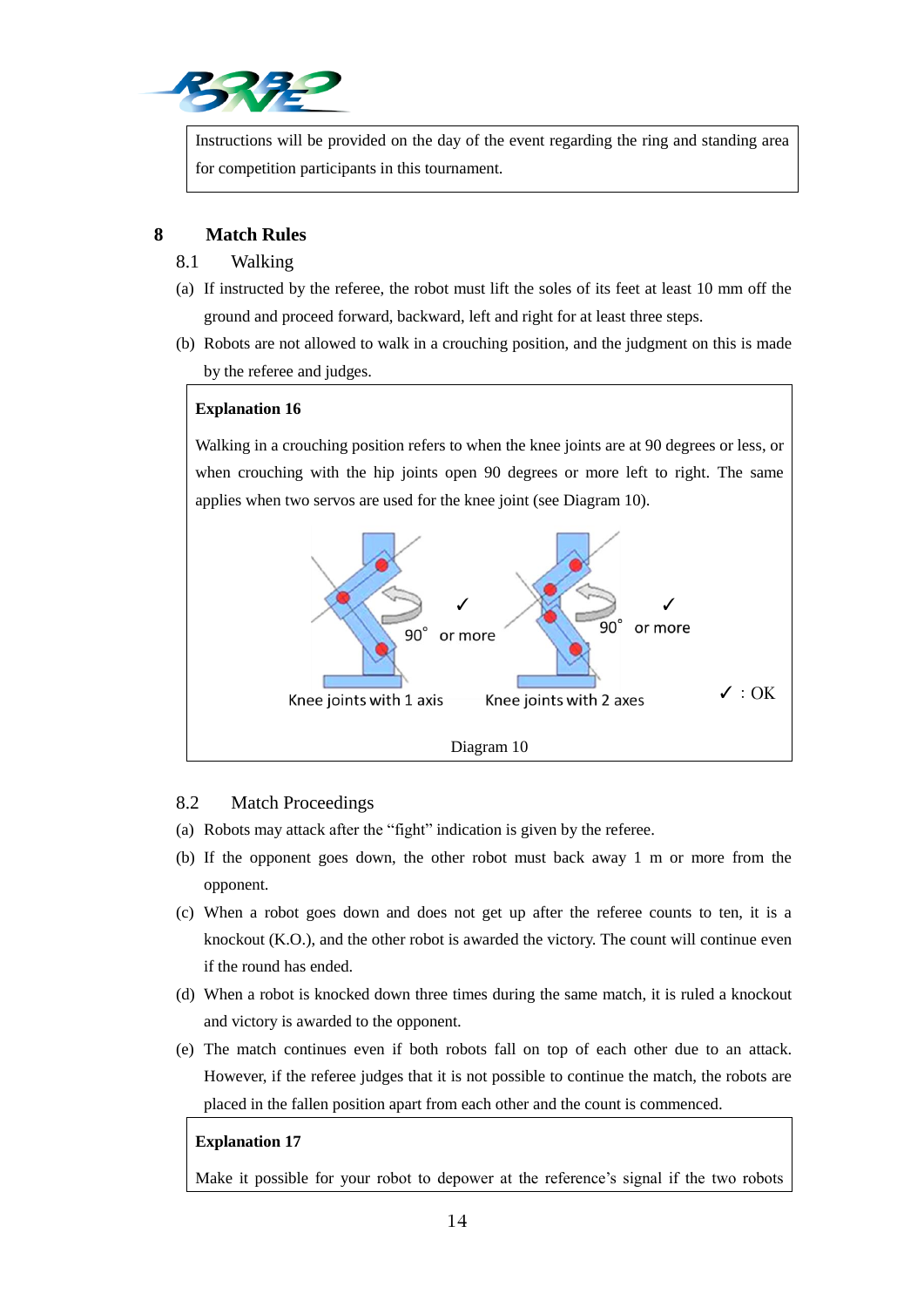Instructions will be provided on the day of the event regarding the ring and standing area for competition participants in this tournament.

# 8 Match Rules

## 8.1 Walking

(a) If instructed by the referee, the robot must lift the soles of its feet at least 10 mm off the ground and proceed forward, backward, left and right for at least three steps.

(b) Robots are not allowed to walk in a crouching position, and the judgment on this is made by the referee and judges.

**Explanation 16**

Walking in a crouching position refers to when the knee joints are at 90 degrees or less, or when crouching with the hip joints open 90 degrees or more left to right. The same applies when two servos are used for the knee joint (see Diagram 10).

90° or more ✓ — Knee joints with 1 axis

90° or more ✓ — Knee joints with 2 axes

✓ : OK

Diagram 10

## 8.2 Match Proceedings

(a) Robots may attack after the "fight" indication is given by the referee.

(b) If the opponent goes down, the other robot must back away 1 m or more from the opponent.

(c) When a robot goes down and does not get up after the referee counts to ten, it is a knockout (K.O.), and the other robot is awarded the victory. The count will continue even if the round has ended.

(d) When a robot is knocked down three times during the same match, it is ruled a knockout and victory is awarded to the opponent.

(e) The match continues even if both robots fall on top of each other due to an attack. However, if the referee judges that it is not possible to continue the match, the robots are placed in the fallen position apart from each other and the count is commenced.

**Explanation 17**

Make it possible for your robot to depower at the reference's signal if the two robots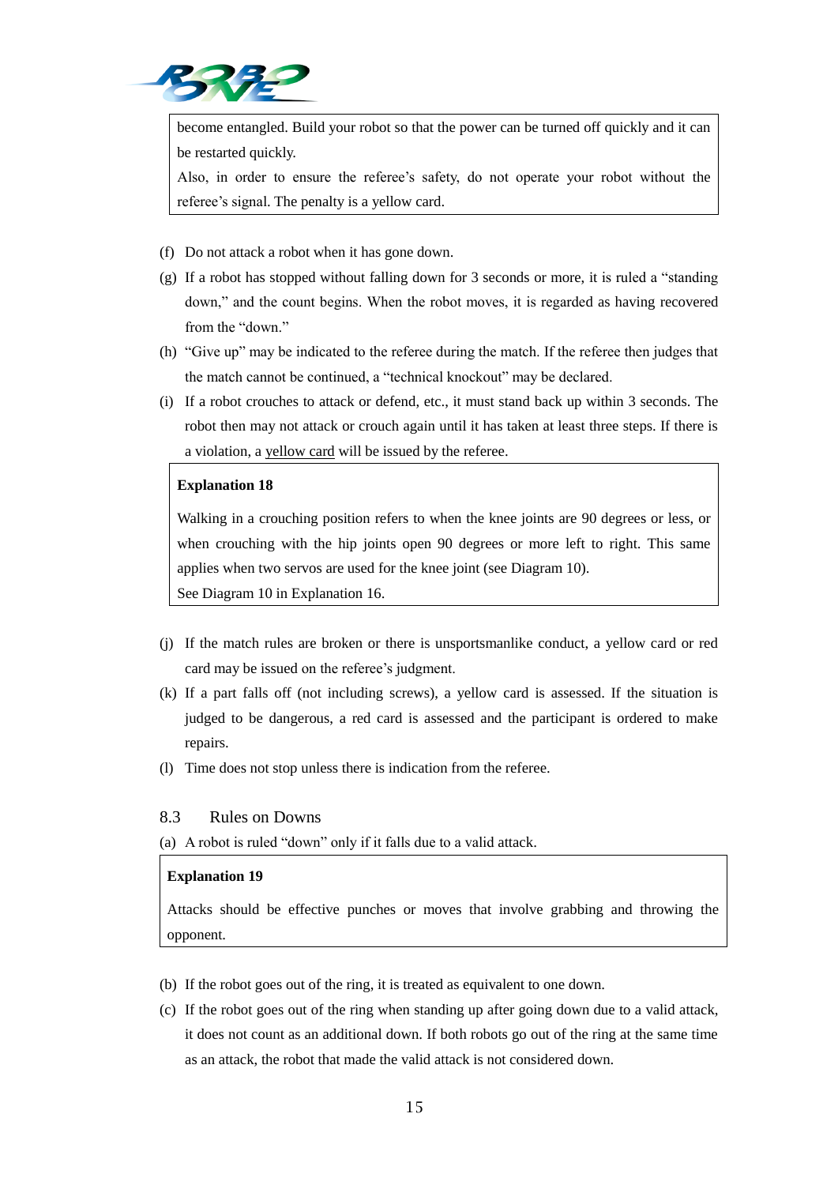become entangled. Build your robot so that the power can be turned off quickly and it can be restarted quickly.

Also, in order to ensure the referee's safety, do not operate your robot without the referee's signal. The penalty is a yellow card.

(f) Do not attack a robot when it has gone down.

(g) If a robot has stopped without falling down for 3 seconds or more, it is ruled a "standing down," and the count begins. When the robot moves, it is regarded as having recovered from the "down."

(h) "Give up" may be indicated to the referee during the match. If the referee then judges that the match cannot be continued, a "technical knockout" may be declared.

(i) If a robot crouches to attack or defend, etc., it must stand back up within 3 seconds. The robot then may not attack or crouch again until it has taken at least three steps. If there is a violation, a yellow card will be issued by the referee.

**Explanation 18**

Walking in a crouching position refers to when the knee joints are 90 degrees or less, or when crouching with the hip joints open 90 degrees or more left to right. This same applies when two servos are used for the knee joint (see Diagram 10).

See Diagram 10 in Explanation 16.

(j) If the match rules are broken or there is unsportsmanlike conduct, a yellow card or red card may be issued on the referee's judgment.

(k) If a part falls off (not including screws), a yellow card is assessed. If the situation is judged to be dangerous, a red card is assessed and the participant is ordered to make repairs.

(l) Time does not stop unless there is indication from the referee.

## 8.3 Rules on Downs

(a) A robot is ruled "down" only if it falls due to a valid attack.

**Explanation 19**

Attacks should be effective punches or moves that involve grabbing and throwing the opponent.

(b) If the robot goes out of the ring, it is treated as equivalent to one down.

(c) If the robot goes out of the ring when standing up after going down due to a valid attack, it does not count as an additional down. If both robots go out of the ring at the same time as an attack, the robot that made the valid attack is not considered down.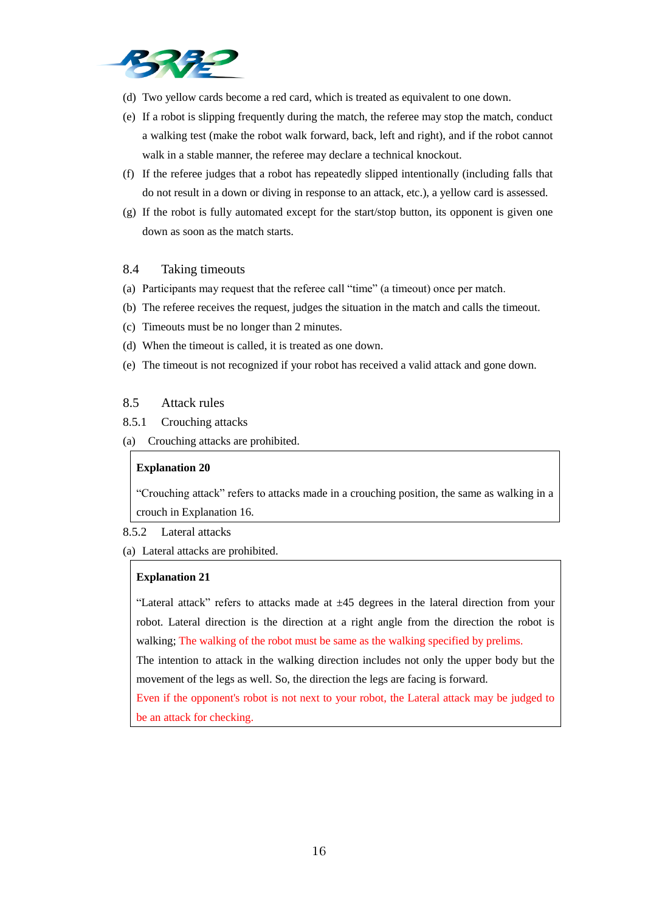(d) Two yellow cards become a red card, which is treated as equivalent to one down.

(e) If a robot is slipping frequently during the match, the referee may stop the match, conduct a walking test (make the robot walk forward, back, left and right), and if the robot cannot walk in a stable manner, the referee may declare a technical knockout.

(f) If the referee judges that a robot has repeatedly slipped intentionally (including falls that do not result in a down or diving in response to an attack, etc.), a yellow card is assessed.

(g) If the robot is fully automated except for the start/stop button, its opponent is given one down as soon as the match starts.

### 8.4 Taking timeouts

(a) Participants may request that the referee call "time" (a timeout) once per match.

(b) The referee receives the request, judges the situation in the match and calls the timeout.

(c) Timeouts must be no longer than 2 minutes.

(d) When the timeout is called, it is treated as one down.

(e) The timeout is not recognized if your robot has received a valid attack and gone down.

### 8.5 Attack rules

#### 8.5.1 Crouching attacks

(a) Crouching attacks are prohibited.

> **Explanation 20**
>
> "Crouching attack" refers to attacks made in a crouching position, the same as walking in a crouch in Explanation 16.

#### 8.5.2 Lateral attacks

(a) Lateral attacks are prohibited.

> **Explanation 21**
>
> "Lateral attack" refers to attacks made at ±45 degrees in the lateral direction from your robot. Lateral direction is the direction at a right angle from the direction the robot is walking; The walking of the robot must be same as the walking specified by prelims.
>
> The intention to attack in the walking direction includes not only the upper body but the movement of the legs as well. So, the direction the legs are facing is forward.
>
> Even if the opponent's robot is not next to your robot, the Lateral attack may be judged to be an attack for checking.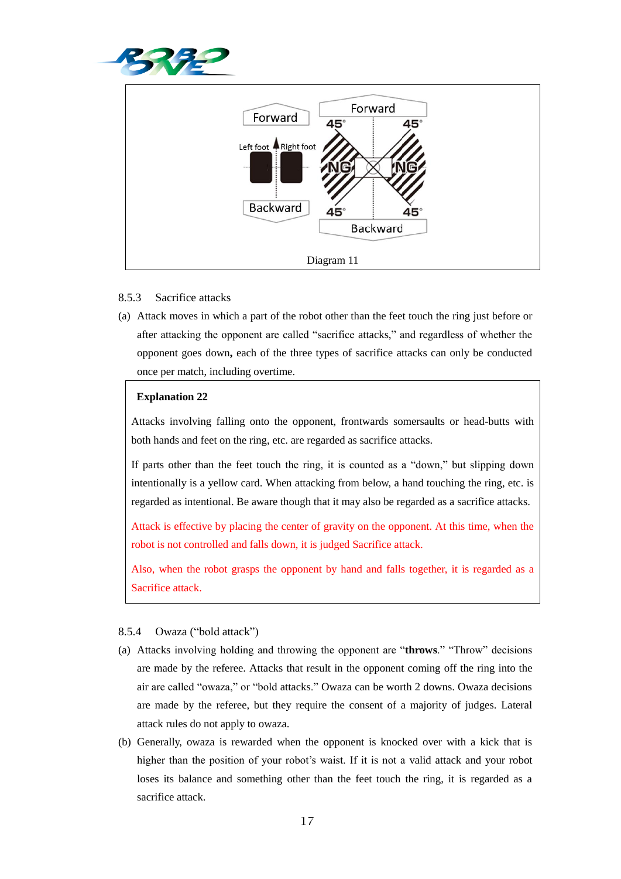Diagram 11

8.5.3 Sacrifice attacks

(a) Attack moves in which a part of the robot other than the feet touch the ring just before or after attacking the opponent are called "sacrifice attacks," and regardless of whether the opponent goes down**,** each of the three types of sacrifice attacks can only be conducted once per match, including overtime.

> **Explanation 22**
>
> Attacks involving falling onto the opponent, frontwards somersaults or head-butts with both hands and feet on the ring, etc. are regarded as sacrifice attacks.
>
> If parts other than the feet touch the ring, it is counted as a "down," but slipping down intentionally is a yellow card. When attacking from below, a hand touching the ring, etc. is regarded as intentional. Be aware though that it may also be regarded as a sacrifice attacks.
>
> Attack is effective by placing the center of gravity on the opponent. At this time, when the robot is not controlled and falls down, it is judged Sacrifice attack.
>
> Also, when the robot grasps the opponent by hand and falls together, it is regarded as a Sacrifice attack.

8.5.4 Owaza ("bold attack")

(a) Attacks involving holding and throwing the opponent are "**throws**." "Throw" decisions are made by the referee. Attacks that result in the opponent coming off the ring into the air are called "owaza," or "bold attacks." Owaza can be worth 2 downs. Owaza decisions are made by the referee, but they require the consent of a majority of judges. Lateral attack rules do not apply to owaza.

(b) Generally, owaza is rewarded when the opponent is knocked over with a kick that is higher than the position of your robot's waist. If it is not a valid attack and your robot loses its balance and something other than the feet touch the ring, it is regarded as a sacrifice attack.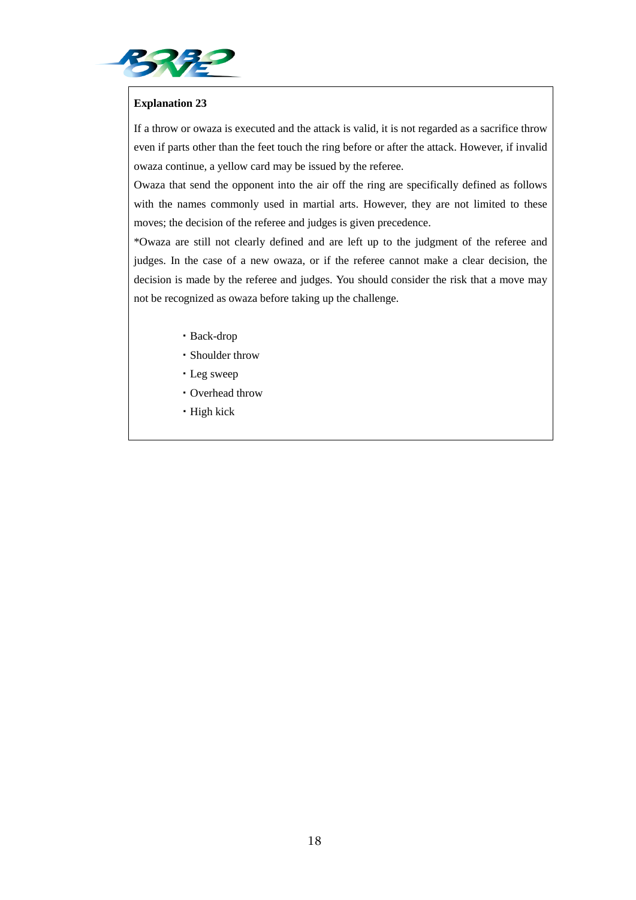**Explanation 23**

If a throw or owaza is executed and the attack is valid, it is not regarded as a sacrifice throw even if parts other than the feet touch the ring before or after the attack. However, if invalid owaza continue, a yellow card may be issued by the referee.

Owaza that send the opponent into the air off the ring are specifically defined as follows with the names commonly used in martial arts. However, they are not limited to these moves; the decision of the referee and judges is given precedence.

*Owaza are still not clearly defined and are left up to the judgment of the referee and judges. In the case of a new owaza, or if the referee cannot make a clear decision, the decision is made by the referee and judges. You should consider the risk that a move may not be recognized as owaza before taking up the challenge.

- Back-drop
- Shoulder throw
- Leg sweep
- Overhead throw
- High kick